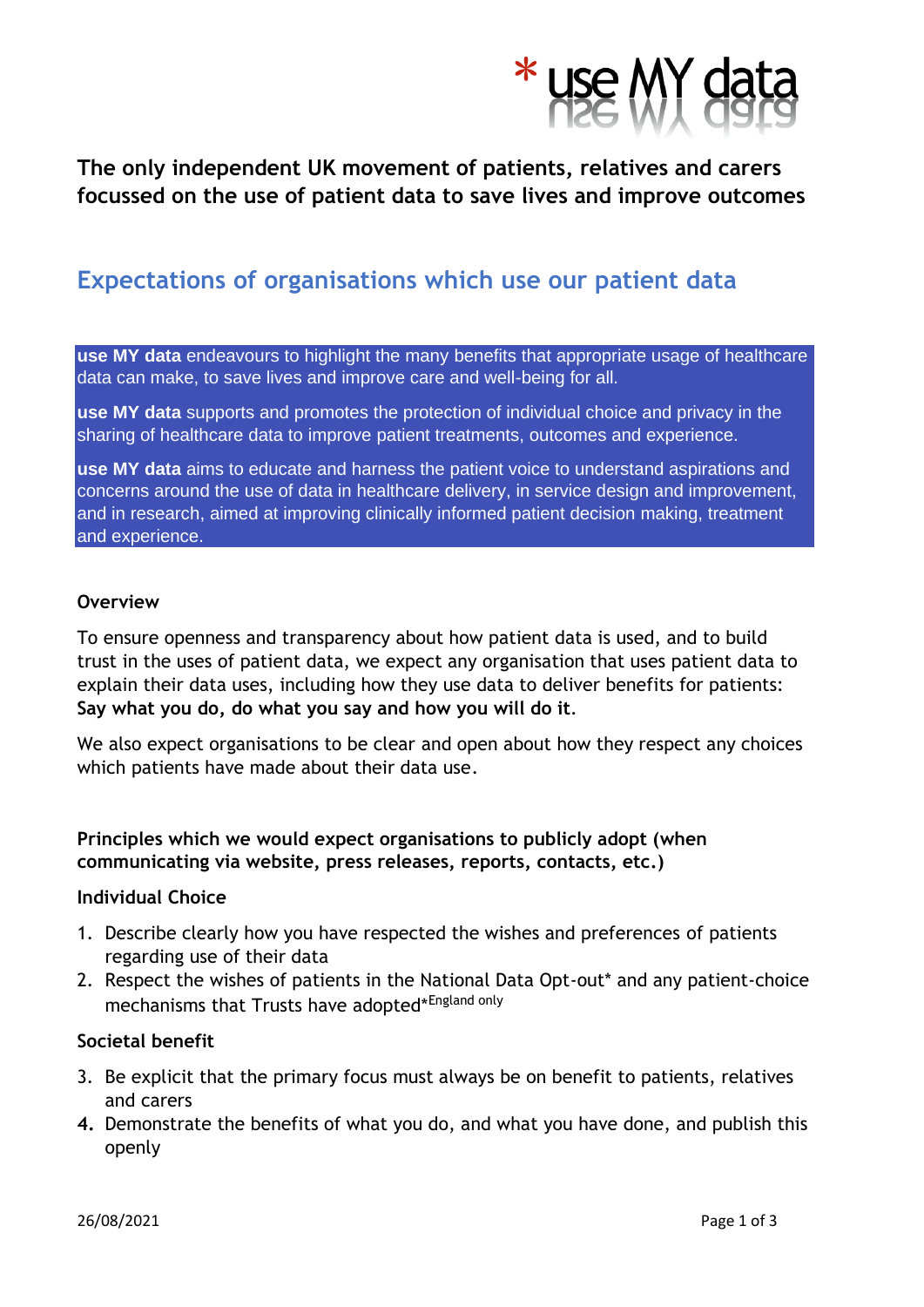**\* use MY data**

**The only independent UK movement of patients, relatives and carers focussed on the use of patient data to save lives and improve outcomes**

## Expectations of organisations which use our patient data

**use MY data** endeavours to highlight the many benefits that appropriate usage of healthcare data can make, to save lives and improve care and well-being for all.

**use MY data** supports and promotes the protection of individual choice and privacy in the sharing of healthcare data to improve patient treatments, outcomes and experience.

**use MY data** aims to educate and harness the patient voice to understand aspirations and concerns around the use of data in healthcare delivery, in service design and improvement, and in research, aimed at improving clinically informed patient decision making, treatment and experience.

### Overview

To ensure openness and transparency about how patient data is used, and to build trust in the uses of patient data, we expect any organisation that uses patient data to explain their data uses, including how they use data to deliver benefits for patients: **Say what you do, do what you say and how you will do it**.

We also expect organisations to be clear and open about how they respect any choices which patients have made about their data use.

### Principles which we would expect organisations to publicly adopt (when communicating via website, press releases, reports, contacts, etc.)

#### Individual Choice

1. Describe clearly how you have respected the wishes and preferences of patients regarding use of their data
2. Respect the wishes of patients in the National Data Opt-out* and any patient-choice mechanisms that Trusts have adopted*England only

#### Societal benefit

3. Be explicit that the primary focus must always be on benefit to patients, relatives and carers
4. Demonstrate the benefits of what you do, and what you have done, and publish this openly

26/08/2021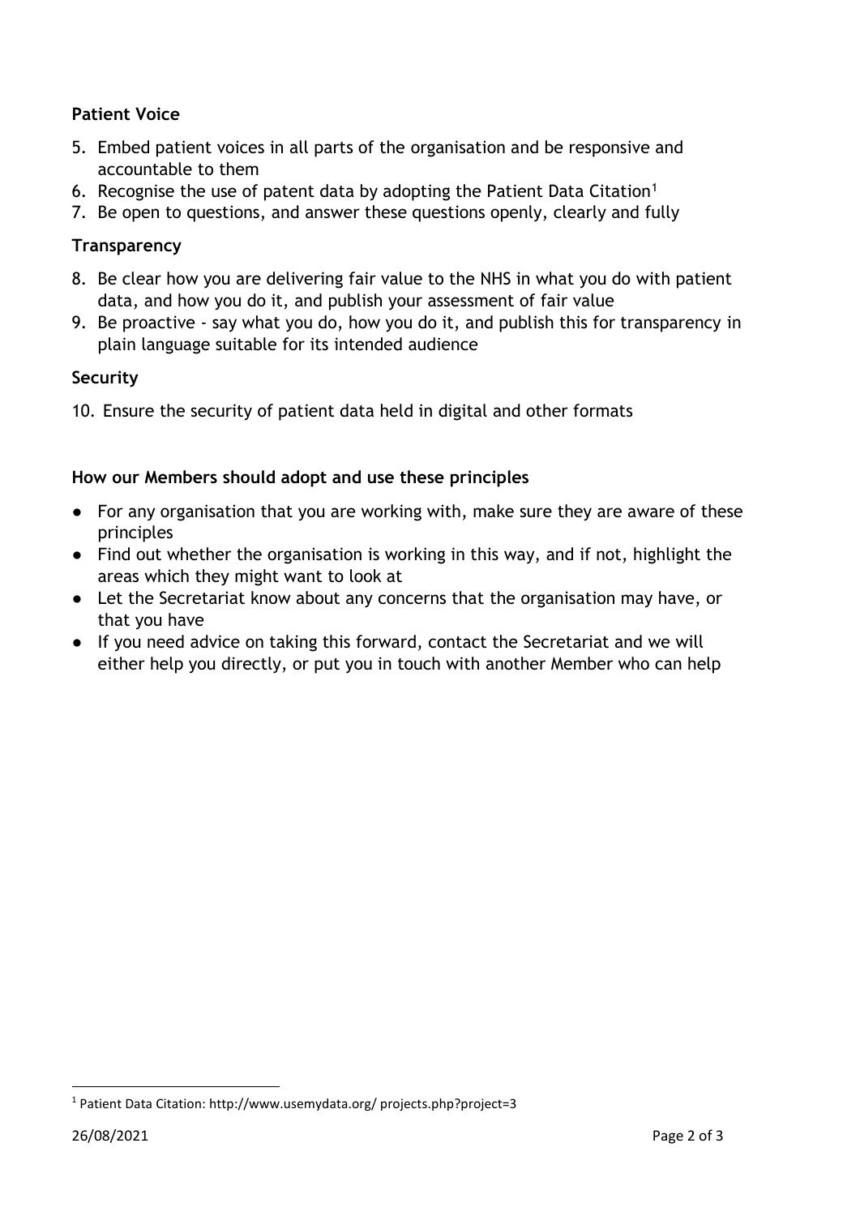### Patient Voice

5. Embed patient voices in all parts of the organisation and be responsive and accountable to them
6. Recognise the use of patent data by adopting the Patient Data Citation[1]
7. Be open to questions, and answer these questions openly, clearly and fully

### Transparency

8. Be clear how you are delivering fair value to the NHS in what you do with patient data, and how you do it, and publish your assessment of fair value
9. Be proactive - say what you do, how you do it, and publish this for transparency in plain language suitable for its intended audience

### Security

10. Ensure the security of patient data held in digital and other formats

### How our Members should adopt and use these principles

- For any organisation that you are working with, make sure they are aware of these principles
- Find out whether the organisation is working in this way, and if not, highlight the areas which they might want to look at
- Let the Secretariat know about any concerns that the organisation may have, or that you have
- If you need advice on taking this forward, contact the Secretariat and we will either help you directly, or put you in touch with another Member who can help

---

[1] Patient Data Citation: http://www.usemydata.org/ projects.php?project=3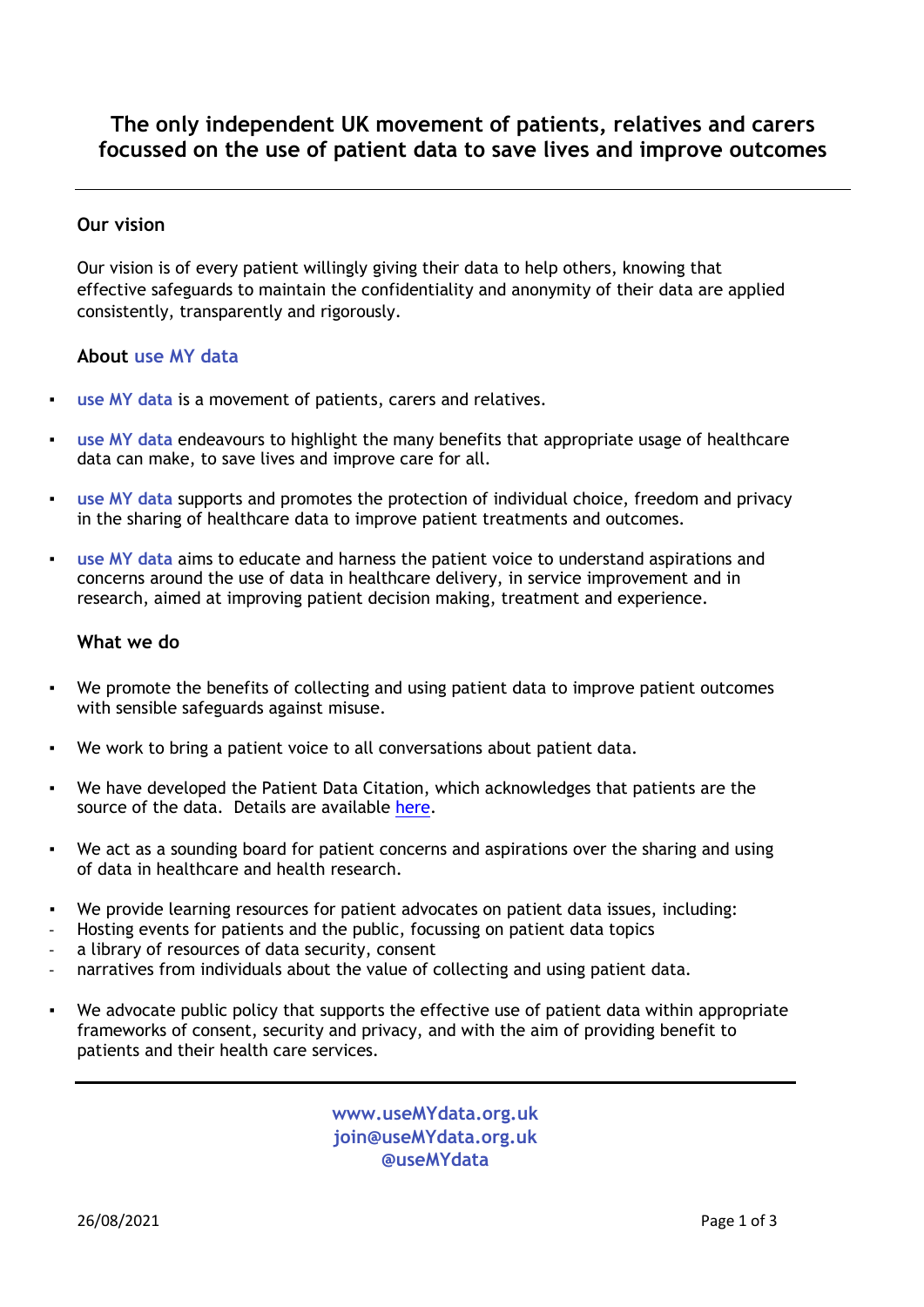## The only independent UK movement of patients, relatives and carers focussed on the use of patient data to save lives and improve outcomes

---

### Our vision

Our vision is of every patient willingly giving their data to help others, knowing that effective safeguards to maintain the confidentiality and anonymity of their data are applied consistently, transparently and rigorously.

### About use MY data

- use MY data is a movement of patients, carers and relatives.
- use MY data endeavours to highlight the many benefits that appropriate usage of healthcare data can make, to save lives and improve care for all.
- use MY data supports and promotes the protection of individual choice, freedom and privacy in the sharing of healthcare data to improve patient treatments and outcomes.
- use MY data aims to educate and harness the patient voice to understand aspirations and concerns around the use of data in healthcare delivery, in service improvement and in research, aimed at improving patient decision making, treatment and experience.

### What we do

- We promote the benefits of collecting and using patient data to improve patient outcomes with sensible safeguards against misuse.
- We work to bring a patient voice to all conversations about patient data.
- We have developed the Patient Data Citation, which acknowledges that patients are the source of the data. Details are available here.
- We act as a sounding board for patient concerns and aspirations over the sharing and using of data in healthcare and health research.
- We provide learning resources for patient advocates on patient data issues, including:
  - Hosting events for patients and the public, focussing on patient data topics
  - a library of resources of data security, consent
  - narratives from individuals about the value of collecting and using patient data.
- We advocate public policy that supports the effective use of patient data within appropriate frameworks of consent, security and privacy, and with the aim of providing benefit to patients and their health care services.

---

**www.useMYdata.org.uk**
**join@useMYdata.org.uk**
**@useMYdata**

26/08/2021